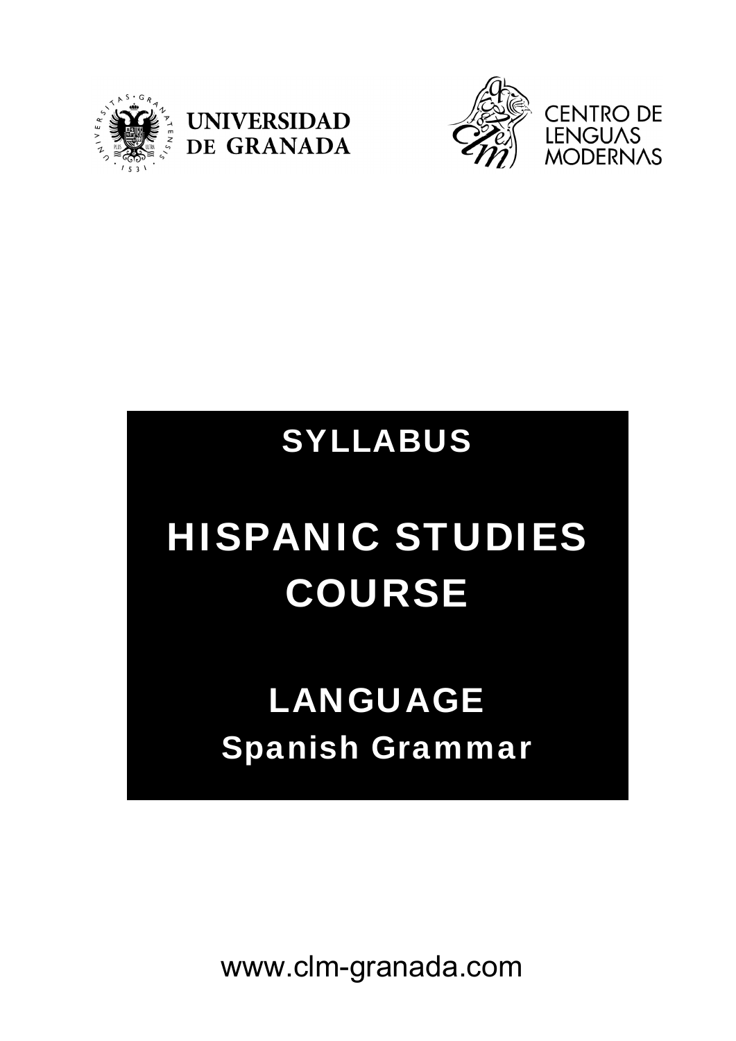UNIVERSIDAD DE GRANADA

CENTRO DE LENGUAS MODERNAS

# SYLLABUS

# HISPANIC STUDIES COURSE

## LANGUAGE

## Spanish Grammar

www.clm-granada.com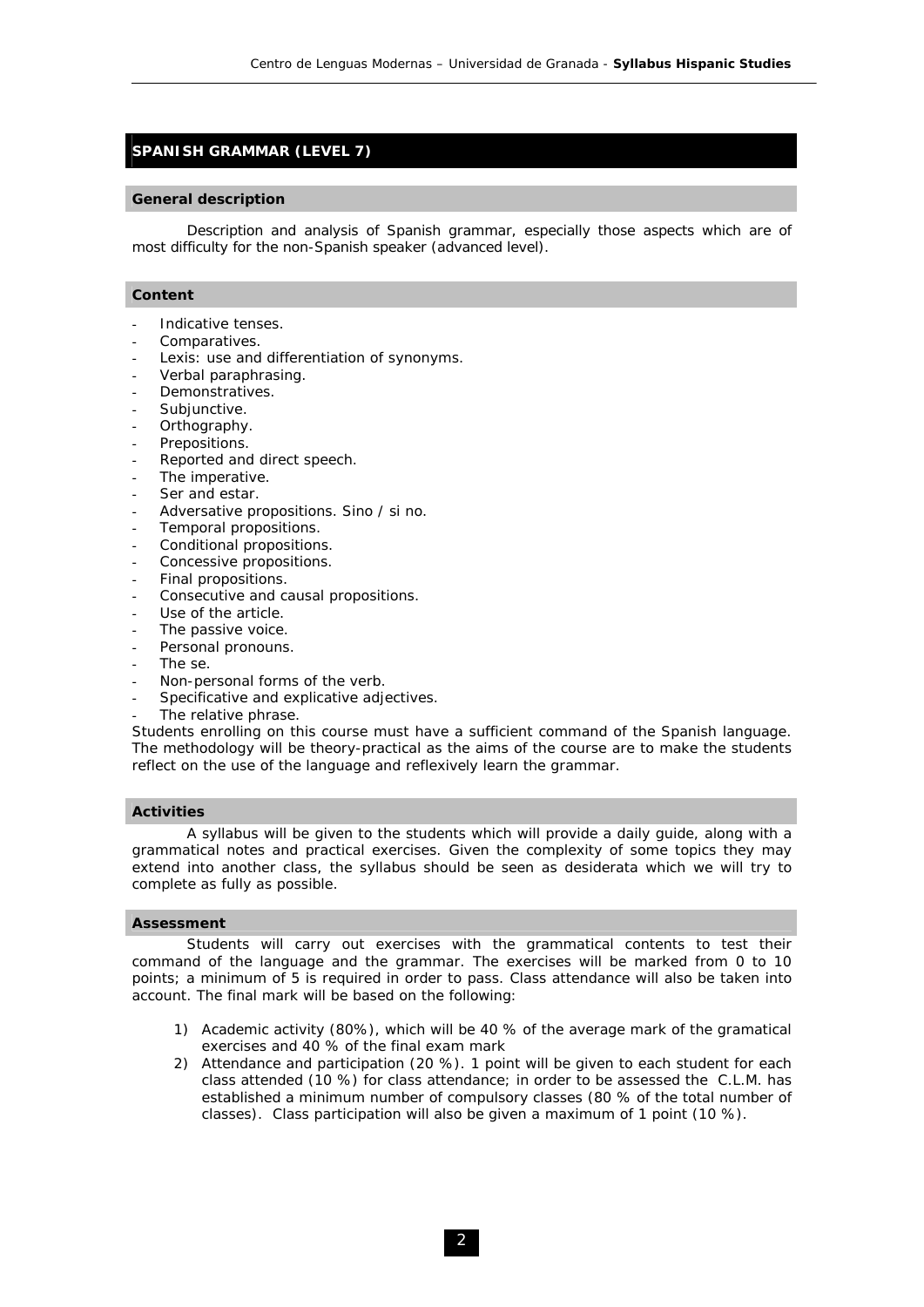## SPANISH GRAMMAR (LEVEL 7)

### General description

Description and analysis of Spanish grammar, especially those aspects which are of most difficulty for the non-Spanish speaker (advanced level).

### Content

- Indicative tenses.
- Comparatives.
- Lexis: use and differentiation of synonyms.
- Verbal paraphrasing.
- Demonstratives.
- Subjunctive.
- Orthography.
- Prepositions.
- Reported and direct speech.
- The imperative.
- Ser and estar.
- Adversative propositions. Sino / si no.
- Temporal propositions.
- Conditional propositions.
- Concessive propositions.
- Final propositions.
- Consecutive and causal propositions.
- Use of the article.
- The passive voice.
- Personal pronouns.
- The se.
- Non-personal forms of the verb.
- Specificative and explicative adjectives.
- The relative phrase.

Students enrolling on this course must have a sufficient command of the Spanish language. The methodology will be theory-practical as the aims of the course are to make the students reflect on the use of the language and reflexively learn the grammar.

### Activities

A syllabus will be given to the students which will provide a daily guide, along with a grammatical notes and practical exercises. Given the complexity of some topics they may extend into another class, the syllabus should be seen as desiderata which we will try to complete as fully as possible.

### Assessment

Students will carry out exercises with the grammatical contents to test their command of the language and the grammar. The exercises will be marked from 0 to 10 points; a minimum of 5 is required in order to pass. Class attendance will also be taken into account. The final mark will be based on the following:

1) Academic activity (80%), which will be 40 % of the average mark of the gramatical exercises and 40 % of the final exam mark
2) Attendance and participation (20 %). 1 point will be given to each student for each class attended (10 %) for class attendance; in order to be assessed the C.L.M. has established a minimum number of compulsory classes (80 % of the total number of classes). Class participation will also be given a maximum of 1 point (10 %).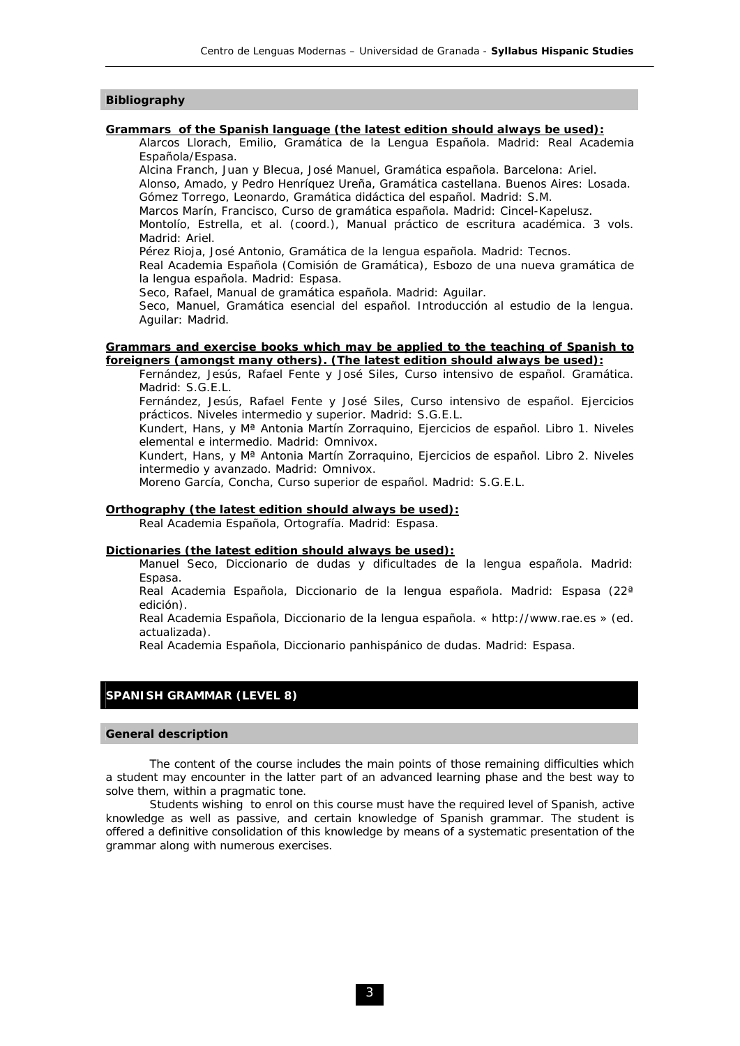## Bibliography

**Grammars of the Spanish language (the latest edition should always be used):**

Alarcos Llorach, Emilio, Gramática de la Lengua Española. Madrid: Real Academia Española/Espasa.

Alcina Franch, Juan y Blecua, José Manuel, Gramática española. Barcelona: Ariel.

Alonso, Amado, y Pedro Henríquez Ureña, Gramática castellana. Buenos Aires: Losada.

Gómez Torrego, Leonardo, Gramática didáctica del español. Madrid: S.M.

Marcos Marín, Francisco, Curso de gramática española. Madrid: Cincel-Kapelusz.

Montolío, Estrella, et al. (coord.), Manual práctico de escritura académica. 3 vols. Madrid: Ariel.

Pérez Rioja, José Antonio, Gramática de la lengua española. Madrid: Tecnos.

Real Academia Española (Comisión de Gramática), Esbozo de una nueva gramática de la lengua española. Madrid: Espasa.

Seco, Rafael, Manual de gramática española. Madrid: Aguilar.

Seco, Manuel, Gramática esencial del español. Introducción al estudio de la lengua. Aguilar: Madrid.

**Grammars and exercise books which may be applied to the teaching of Spanish to foreigners (amongst many others). (The latest edition should always be used):**

Fernández, Jesús, Rafael Fente y José Siles, Curso intensivo de español. Gramática. Madrid: S.G.E.L.

Fernández, Jesús, Rafael Fente y José Siles, Curso intensivo de español. Ejercicios prácticos. Niveles intermedio y superior. Madrid: S.G.E.L.

Kundert, Hans, y Mª Antonia Martín Zorraquino, Ejercicios de español. Libro 1. Niveles elemental e intermedio. Madrid: Omnivox.

Kundert, Hans, y Mª Antonia Martín Zorraquino, Ejercicios de español. Libro 2. Niveles intermedio y avanzado. Madrid: Omnivox.

Moreno García, Concha, Curso superior de español. Madrid: S.G.E.L.

**Orthography (the latest edition should always be used):**

Real Academia Española, Ortografía. Madrid: Espasa.

**Dictionaries (the latest edition should always be used):**

Manuel Seco, Diccionario de dudas y dificultades de la lengua española. Madrid: Espasa.

Real Academia Española, Diccionario de la lengua española. Madrid: Espasa (22ª edición).

Real Academia Española, Diccionario de la lengua española. « http://www.rae.es » (ed. actualizada).

Real Academia Española, Diccionario panhispánico de dudas. Madrid: Espasa.

# SPANISH GRAMMAR (LEVEL 8)

## General description

The content of the course includes the main points of those remaining difficulties which a student may encounter in the latter part of an advanced learning phase and the best way to solve them, within a pragmatic tone.

Students wishing to enrol on this course must have the required level of Spanish, active knowledge as well as passive, and certain knowledge of Spanish grammar. The student is offered a definitive consolidation of this knowledge by means of a systematic presentation of the grammar along with numerous exercises.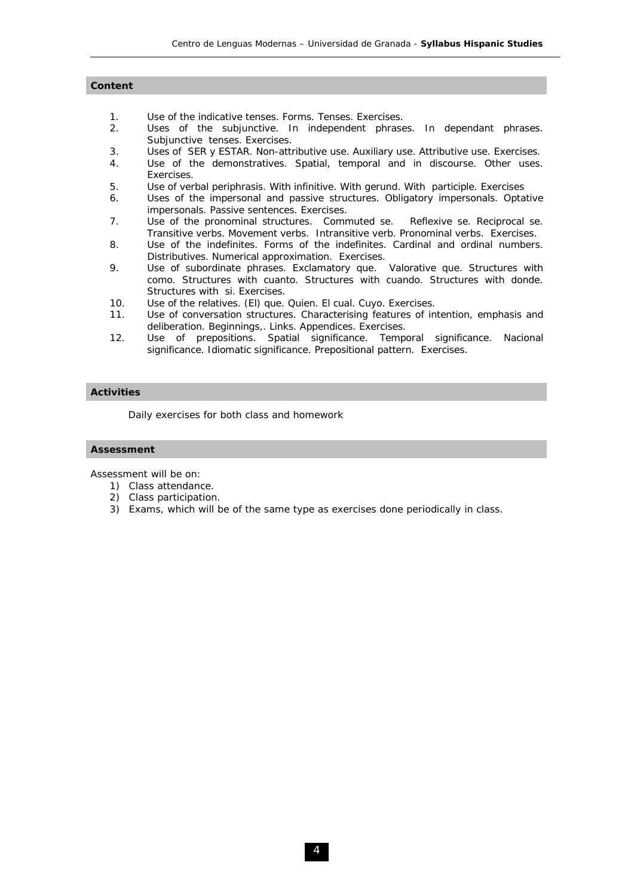## Content

1. Use of the indicative tenses. Forms. Tenses. Exercises.
2. Uses of the subjunctive. In independent phrases. In dependant phrases. Subjunctive tenses. Exercises.
3. Uses of SER y ESTAR. Non-attributive use. Auxiliary use. Attributive use. Exercises.
4. Use of the demonstratives. Spatial, temporal and in discourse. Other uses. Exercises.
5. Use of verbal periphrasis. With infinitive. With gerund. With participle. Exercises
6. Uses of the impersonal and passive structures. Obligatory impersonals. Optative impersonals. Passive sentences. Exercises.
7. Use of the pronominal structures. Commuted se. Reflexive se. Reciprocal se. Transitive verbs. Movement verbs. Intransitive verb. Pronominal verbs. Exercises.
8. Use of the indefinites. Forms of the indefinites. Cardinal and ordinal numbers. Distributives. Numerical approximation. Exercises.
9. Use of subordinate phrases. Exclamatory que. Valorative que. Structures with como. Structures with cuanto. Structures with cuando. Structures with donde. Structures with si. Exercises.
10. Use of the relatives. (El) que. Quien. El cual. Cuyo. Exercises.
11. Use of conversation structures. Characterising features of intention, emphasis and deliberation. Beginnings,. Links. Appendices. Exercises.
12. Use of prepositions. Spatial significance. Temporal significance. Nacional significance. Idiomatic significance. Prepositional pattern. Exercises.

## Activities

Daily exercises for both class and homework

## Assessment

Assessment will be on:

1) Class attendance.
2) Class participation.
3) Exams, which will be of the same type as exercises done periodically in class.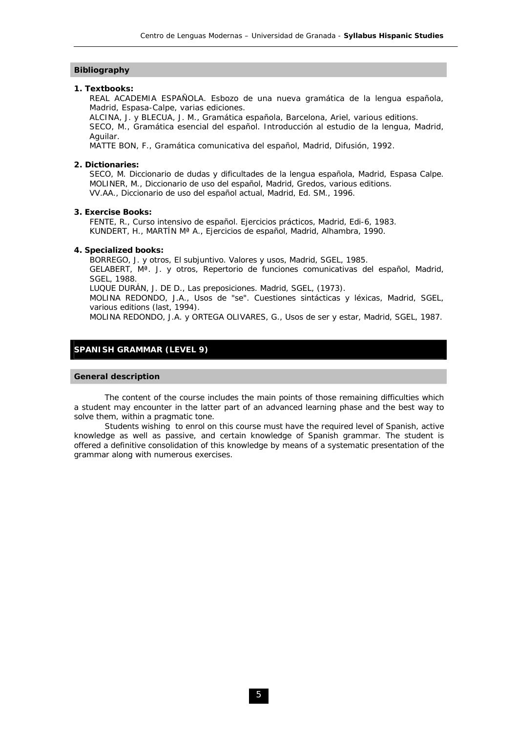## Bibliography

**1. Textbooks:**

REAL ACADEMIA ESPAÑOLA. Esbozo de una nueva gramática de la lengua española, Madrid, Espasa-Calpe, varias ediciones.
ALCINA, J. y BLECUA, J. M., Gramática española, Barcelona, Ariel, various editions.
SECO, M., Gramática esencial del español. Introducción al estudio de la lengua, Madrid, Aguilar.
MATTE BON, F., Gramática comunicativa del español, Madrid, Difusión, 1992.

**2. Dictionaries:**

SECO, M. Diccionario de dudas y dificultades de la lengua española, Madrid, Espasa Calpe.
MOLINER, M., Diccionario de uso del español, Madrid, Gredos, various editions.
VV.AA., Diccionario de uso del español actual, Madrid, Ed. SM., 1996.

**3. Exercise Books:**

FENTE, R., Curso intensivo de español. Ejercicios prácticos, Madrid, Edi-6, 1983.
KUNDERT, H., MARTÍN Mª A., Ejercicios de español, Madrid, Alhambra, 1990.

**4. Specialized books:**

BORREGO, J. y otros, El subjuntivo. Valores y usos, Madrid, SGEL, 1985.
GELABERT, Mª. J. y otros, Repertorio de funciones comunicativas del español, Madrid, SGEL, 1988.
LUQUE DURÁN, J. DE D., Las preposiciones. Madrid, SGEL, (1973).
MOLINA REDONDO, J.A., Usos de "se". Cuestiones sintácticas y léxicas, Madrid, SGEL, various editions (last, 1994).
MOLINA REDONDO, J.A. y ORTEGA OLIVARES, G., Usos de ser y estar, Madrid, SGEL, 1987.

# SPANISH GRAMMAR (LEVEL 9)

## General description

The content of the course includes the main points of those remaining difficulties which a student may encounter in the latter part of an advanced learning phase and the best way to solve them, within a pragmatic tone.

Students wishing to enrol on this course must have the required level of Spanish, active knowledge as well as passive, and certain knowledge of Spanish grammar. The student is offered a definitive consolidation of this knowledge by means of a systematic presentation of the grammar along with numerous exercises.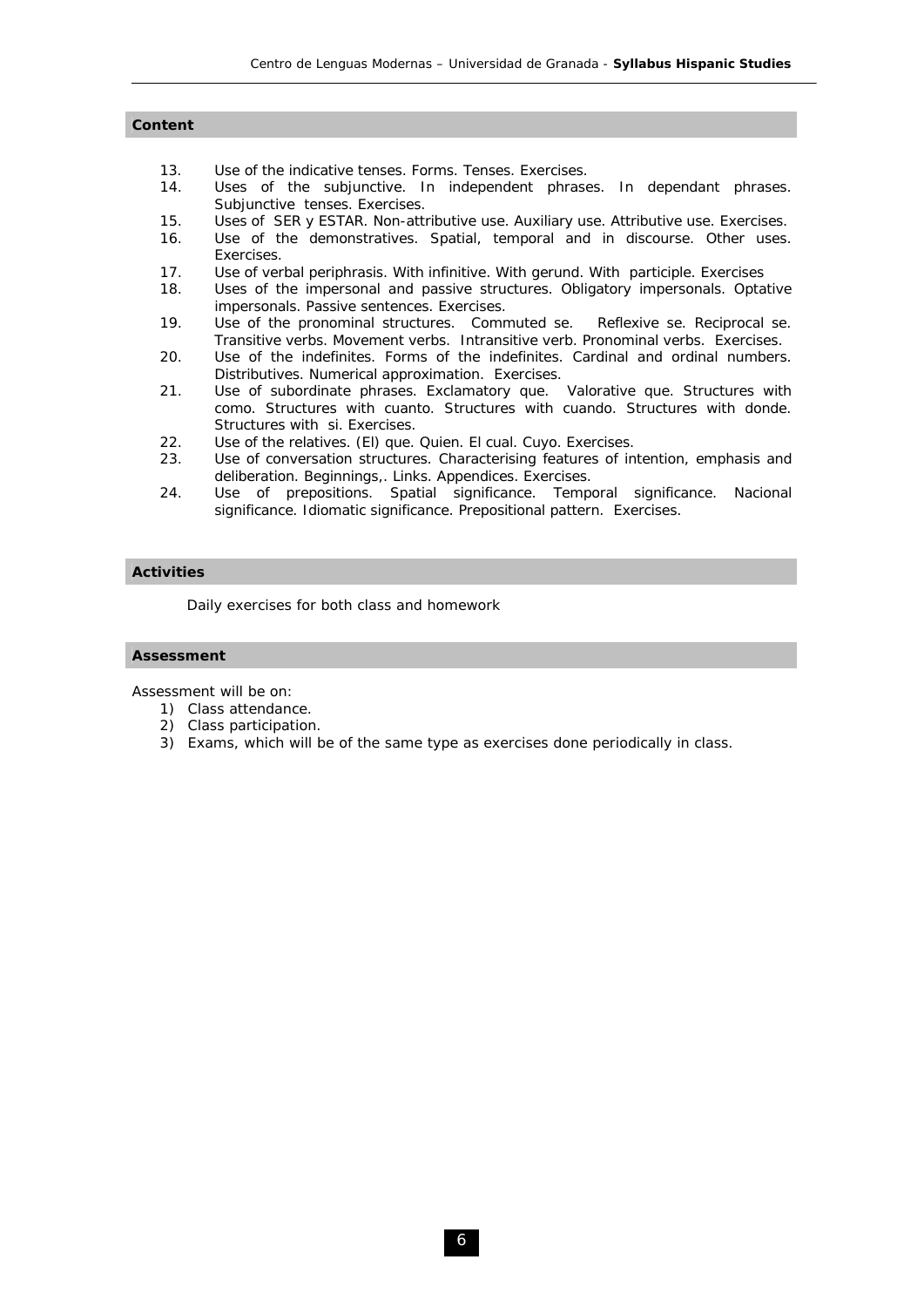## Content

13. Use of the indicative tenses. Forms. Tenses. Exercises.
14. Uses of the subjunctive. In independent phrases. In dependant phrases. Subjunctive tenses. Exercises.
15. Uses of SER y ESTAR. Non-attributive use. Auxiliary use. Attributive use. Exercises.
16. Use of the demonstratives. Spatial, temporal and in discourse. Other uses. Exercises.
17. Use of verbal periphrasis. With infinitive. With gerund. With participle. Exercises
18. Uses of the impersonal and passive structures. Obligatory impersonals. Optative impersonals. Passive sentences. Exercises.
19. Use of the pronominal structures. Commuted se. Reflexive se. Reciprocal se. Transitive verbs. Movement verbs. Intransitive verb. Pronominal verbs. Exercises.
20. Use of the indefinites. Forms of the indefinites. Cardinal and ordinal numbers. Distributives. Numerical approximation. Exercises.
21. Use of subordinate phrases. Exclamatory que. Valorative que. Structures with como. Structures with cuanto. Structures with cuando. Structures with donde. Structures with si. Exercises.
22. Use of the relatives. (El) que. Quien. El cual. Cuyo. Exercises.
23. Use of conversation structures. Characterising features of intention, emphasis and deliberation. Beginnings,. Links. Appendices. Exercises.
24. Use of prepositions. Spatial significance. Temporal significance. Nacional significance. Idiomatic significance. Prepositional pattern. Exercises.

## Activities

Daily exercises for both class and homework

## Assessment

Assessment will be on:

1) Class attendance.
2) Class participation.
3) Exams, which will be of the same type as exercises done periodically in class.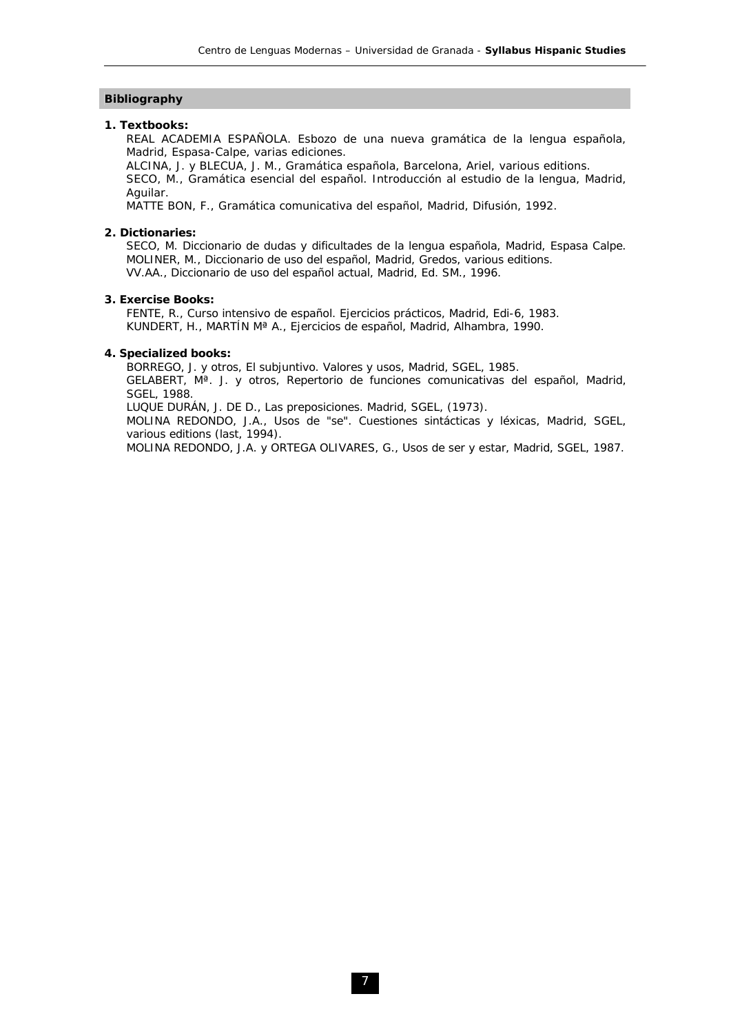## Bibliography

**1. Textbooks:**

REAL ACADEMIA ESPAÑOLA. Esbozo de una nueva gramática de la lengua española, Madrid, Espasa-Calpe, varias ediciones.
ALCINA, J. y BLECUA, J. M., Gramática española, Barcelona, Ariel, various editions.
SECO, M., Gramática esencial del español. Introducción al estudio de la lengua, Madrid, Aguilar.
MATTE BON, F., Gramática comunicativa del español, Madrid, Difusión, 1992.

**2. Dictionaries:**

SECO, M. Diccionario de dudas y dificultades de la lengua española, Madrid, Espasa Calpe.
MOLINER, M., Diccionario de uso del español, Madrid, Gredos, various editions.
VV.AA., Diccionario de uso del español actual, Madrid, Ed. SM., 1996.

**3. Exercise Books:**

FENTE, R., Curso intensivo de español. Ejercicios prácticos, Madrid, Edi-6, 1983.
KUNDERT, H., MARTÍN Mª A., Ejercicios de español, Madrid, Alhambra, 1990.

**4. Specialized books:**

BORREGO, J. y otros, El subjuntivo. Valores y usos, Madrid, SGEL, 1985.
GELABERT, Mª. J. y otros, Repertorio de funciones comunicativas del español, Madrid, SGEL, 1988.
LUQUE DURÁN, J. DE D., Las preposiciones. Madrid, SGEL, (1973).
MOLINA REDONDO, J.A., Usos de "se". Cuestiones sintácticas y léxicas, Madrid, SGEL, various editions (last, 1994).
MOLINA REDONDO, J.A. y ORTEGA OLIVARES, G., Usos de ser y estar, Madrid, SGEL, 1987.